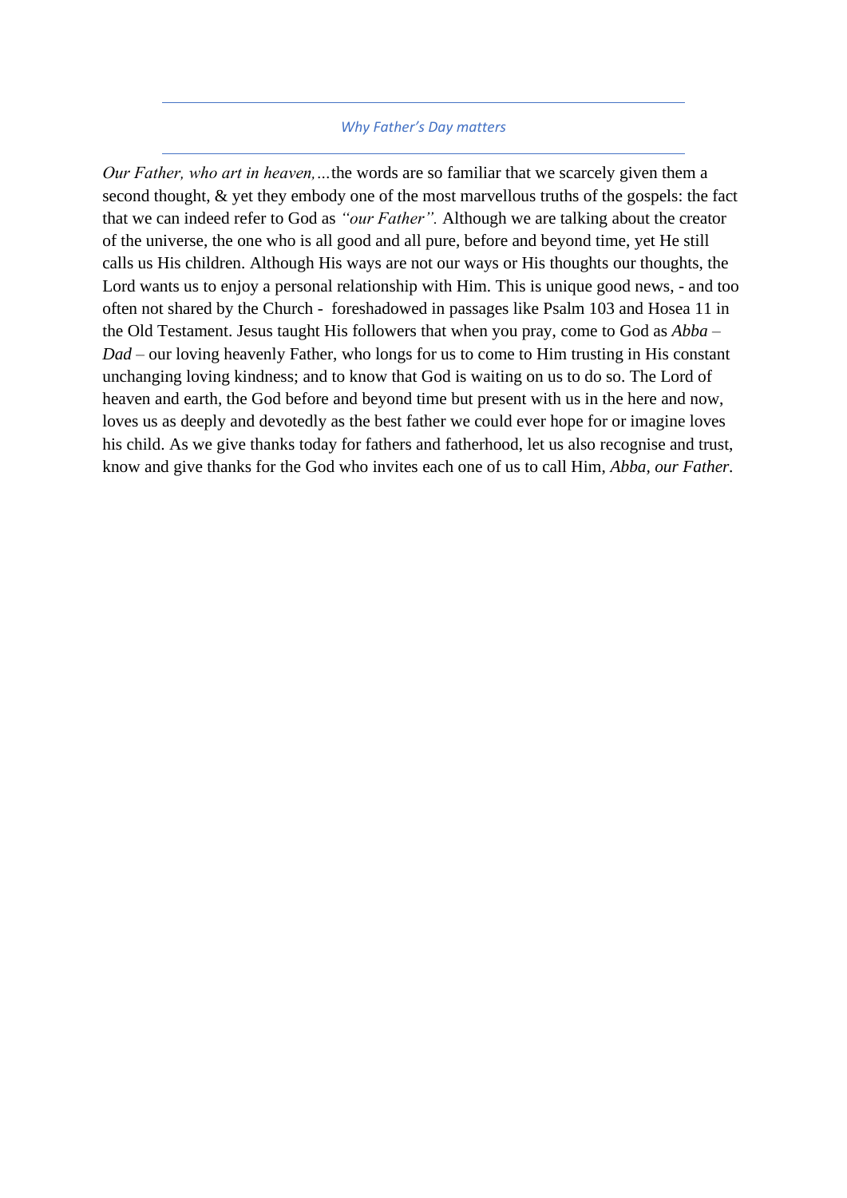*Why Father's Day matters*

*Our Father, who art in heaven,…*the words are so familiar that we scarcely given them a second thought, & yet they embody one of the most marvellous truths of the gospels: the fact that we can indeed refer to God as *"our Father".* Although we are talking about the creator of the universe, the one who is all good and all pure, before and beyond time, yet He still calls us His children. Although His ways are not our ways or His thoughts our thoughts, the Lord wants us to enjoy a personal relationship with Him. This is unique good news, - and too often not shared by the Church - foreshadowed in passages like Psalm 103 and Hosea 11 in the Old Testament. Jesus taught His followers that when you pray, come to God as *Abba – Dad* – our loving heavenly Father, who longs for us to come to Him trusting in His constant unchanging loving kindness; and to know that God is waiting on us to do so. The Lord of heaven and earth, the God before and beyond time but present with us in the here and now, loves us as deeply and devotedly as the best father we could ever hope for or imagine loves his child. As we give thanks today for fathers and fatherhood, let us also recognise and trust, know and give thanks for the God who invites each one of us to call Him, *Abba, our Father.*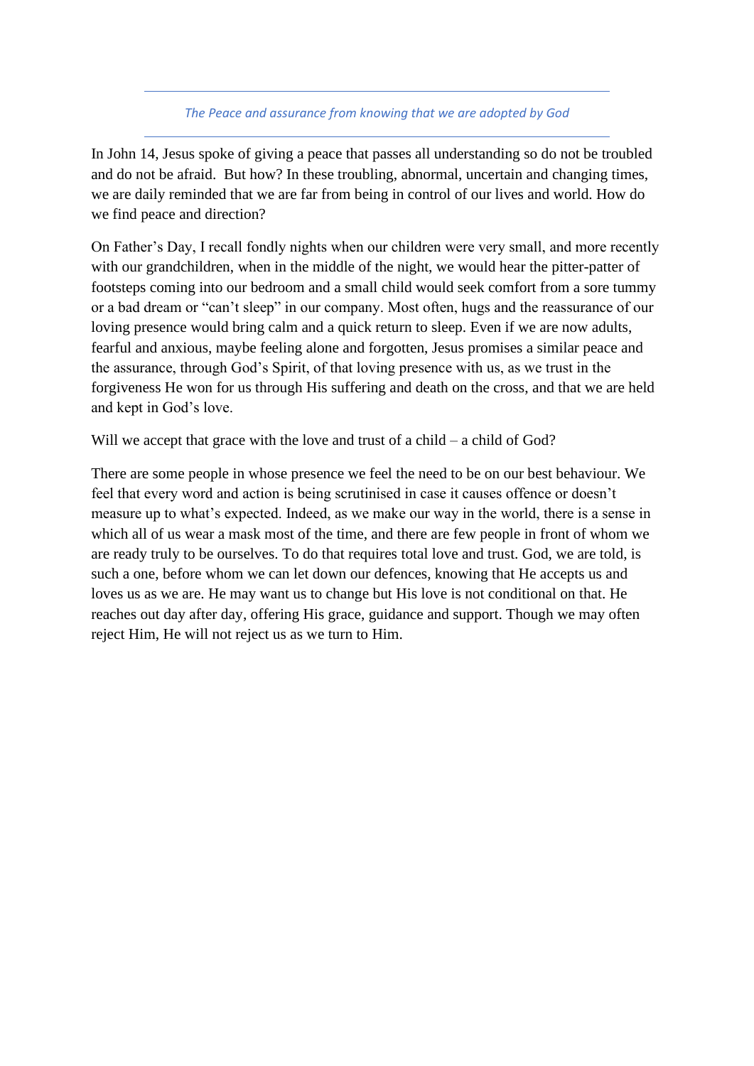*The Peace and assurance from knowing that we are adopted by God*

In John 14, Jesus spoke of giving a peace that passes all understanding so do not be troubled and do not be afraid. But how? In these troubling, abnormal, uncertain and changing times, we are daily reminded that we are far from being in control of our lives and world. How do we find peace and direction?

On Father's Day, I recall fondly nights when our children were very small, and more recently with our grandchildren, when in the middle of the night, we would hear the pitter-patter of footsteps coming into our bedroom and a small child would seek comfort from a sore tummy or a bad dream or "can't sleep" in our company. Most often, hugs and the reassurance of our loving presence would bring calm and a quick return to sleep. Even if we are now adults, fearful and anxious, maybe feeling alone and forgotten, Jesus promises a similar peace and the assurance, through God's Spirit, of that loving presence with us, as we trust in the forgiveness He won for us through His suffering and death on the cross, and that we are held and kept in God's love.

Will we accept that grace with the love and trust of a child – a child of God?

There are some people in whose presence we feel the need to be on our best behaviour. We feel that every word and action is being scrutinised in case it causes offence or doesn't measure up to what's expected. Indeed, as we make our way in the world, there is a sense in which all of us wear a mask most of the time, and there are few people in front of whom we are ready truly to be ourselves. To do that requires total love and trust. God, we are told, is such a one, before whom we can let down our defences, knowing that He accepts us and loves us as we are. He may want us to change but His love is not conditional on that. He reaches out day after day, offering His grace, guidance and support. Though we may often reject Him, He will not reject us as we turn to Him.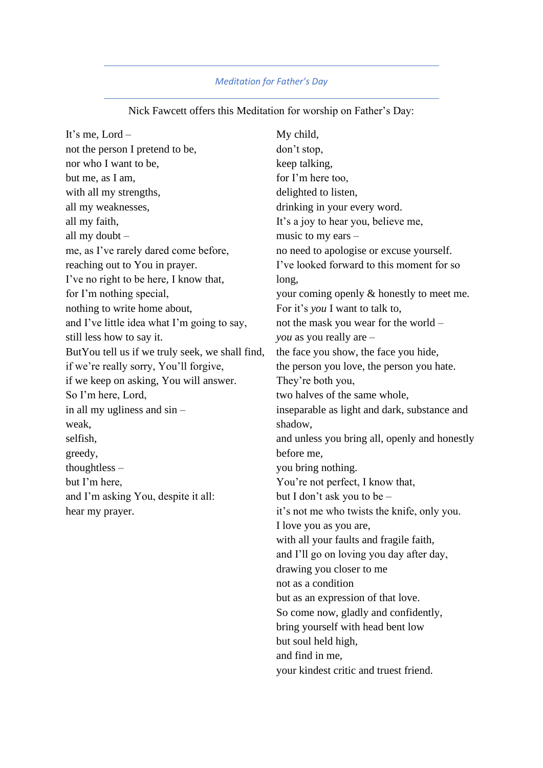*Meditation for Father's Day*

Nick Fawcett offers this Meditation for worship on Father's Day:

It's me, Lord –  
not the person I pretend to be,  
nor who I want to be,  
but me, as I am,  
with all my strengths,  
all my weaknesses,  
all my faith,  
all my doubt –  
me, as I've rarely dared come before,  
reaching out to You in prayer.  
I've no right to be here, I know that,  
for I'm nothing special,  
nothing to write home about,  
and I've little idea what I'm going to say,  
still less how to say it.  
ButYou tell us if we truly seek, we shall find,  
if we're really sorry, You'll forgive,  
if we keep on asking, You will answer.  
So I'm here, Lord,  
in all my ugliness and sin –  
weak,  
selfish,  
greedy,  
thoughtless –  
but I'm here,  
and I'm asking You, despite it all:  
hear my prayer.

My child,  
don't stop,  
keep talking,  
for I'm here too,  
delighted to listen,  
drinking in your every word.  
It's a joy to hear you, believe me,  
music to my ears –  
no need to apologise or excuse yourself.  
I've looked forward to this moment for so long,  
your coming openly & honestly to meet me.  
For it's *you* I want to talk to,  
not the mask you wear for the world –  
*you* as you really are –  
the face you show, the face you hide,  
the person you love, the person you hate.  
They're both you,  
two halves of the same whole,  
inseparable as light and dark, substance and shadow,  
and unless you bring all, openly and honestly before me,  
you bring nothing.  
You're not perfect, I know that,  
but I don't ask you to be –  
it's not me who twists the knife, only you.  
I love you as you are,  
with all your faults and fragile faith,  
and I'll go on loving you day after day,  
drawing you closer to me  
not as a condition  
but as an expression of that love.  
So come now, gladly and confidently,  
bring yourself with head bent low  
but soul held high,  
and find in me,  
your kindest critic and truest friend.